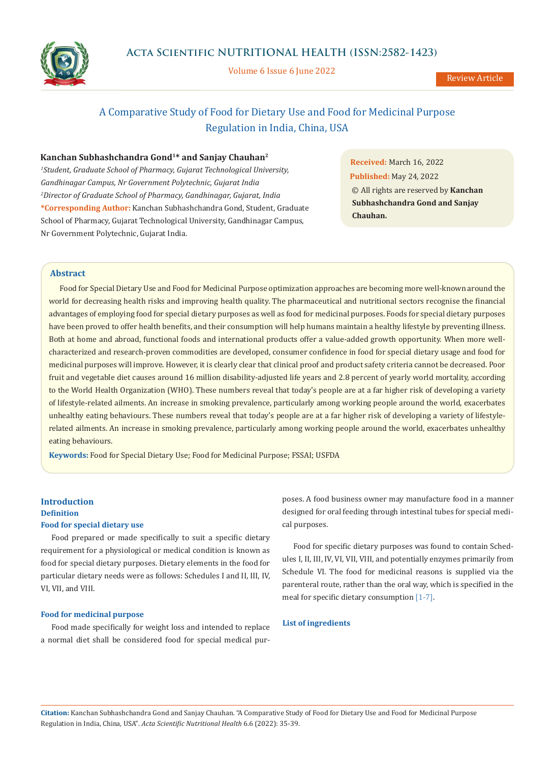# A Comparative Study of Food for Dietary Use and Food for Medicinal Purpose Regulation in India, China, USA

**Kanchan Subhashchandra Gond[1]* and Sanjay Chauhan[2]**

*[1]Student, Graduate School of Pharmacy, Gujarat Technological University, Gandhinagar Campus, Nr Government Polytechnic, Gujarat India*

*[2]Director of Graduate School of Pharmacy, Gandhinagar, Gujarat, India*

**\*Corresponding Author:** Kanchan Subhashchandra Gond, Student, Graduate School of Pharmacy, Gujarat Technological University, Gandhinagar Campus, Nr Government Polytechnic, Gujarat India.

**Received:** March 16, 2022

**Published:** May 24, 2022

© All rights are reserved by **Kanchan Subhashchandra Gond and Sanjay Chauhan.**

## Abstract

Food for Special Dietary Use and Food for Medicinal Purpose optimization approaches are becoming more well-known around the world for decreasing health risks and improving health quality. The pharmaceutical and nutritional sectors recognise the financial advantages of employing food for special dietary purposes as well as food for medicinal purposes. Foods for special dietary purposes have been proved to offer health benefits, and their consumption will help humans maintain a healthy lifestyle by preventing illness. Both at home and abroad, functional foods and international products offer a value-added growth opportunity. When more well-characterized and research-proven commodities are developed, consumer confidence in food for special dietary usage and food for medicinal purposes will improve. However, it is clearly clear that clinical proof and product safety criteria cannot be decreased. Poor fruit and vegetable diet causes around 16 million disability-adjusted life years and 2.8 percent of yearly world mortality, according to the World Health Organization (WHO). These numbers reveal that today's people are at a far higher risk of developing a variety of lifestyle-related ailments. An increase in smoking prevalence, particularly among working people around the world, exacerbates unhealthy eating behaviours. These numbers reveal that today's people are at a far higher risk of developing a variety of lifestyle-related ailments. An increase in smoking prevalence, particularly among working people around the world, exacerbates unhealthy eating behaviours.

**Keywords:** Food for Special Dietary Use; Food for Medicinal Purpose; FSSAI; USFDA

## Introduction

### Definition

#### Food for special dietary use

Food prepared or made specifically to suit a specific dietary requirement for a physiological or medical condition is known as food for special dietary purposes. Dietary elements in the food for particular dietary needs were as follows: Schedules I and II, III, IV, VI, VII, and VIII.

#### Food for medicinal purpose

Food made specifically for weight loss and intended to replace a normal diet shall be considered food for special medical purposes. A food business owner may manufacture food in a manner designed for oral feeding through intestinal tubes for special medical purposes.

Food for specific dietary purposes was found to contain Schedules I, II, III, IV, VI, VII, VIII, and potentially enzymes primarily from Schedule VI. The food for medicinal reasons is supplied via the parenteral route, rather than the oral way, which is specified in the meal for specific dietary consumption [1-7].

#### List of ingredients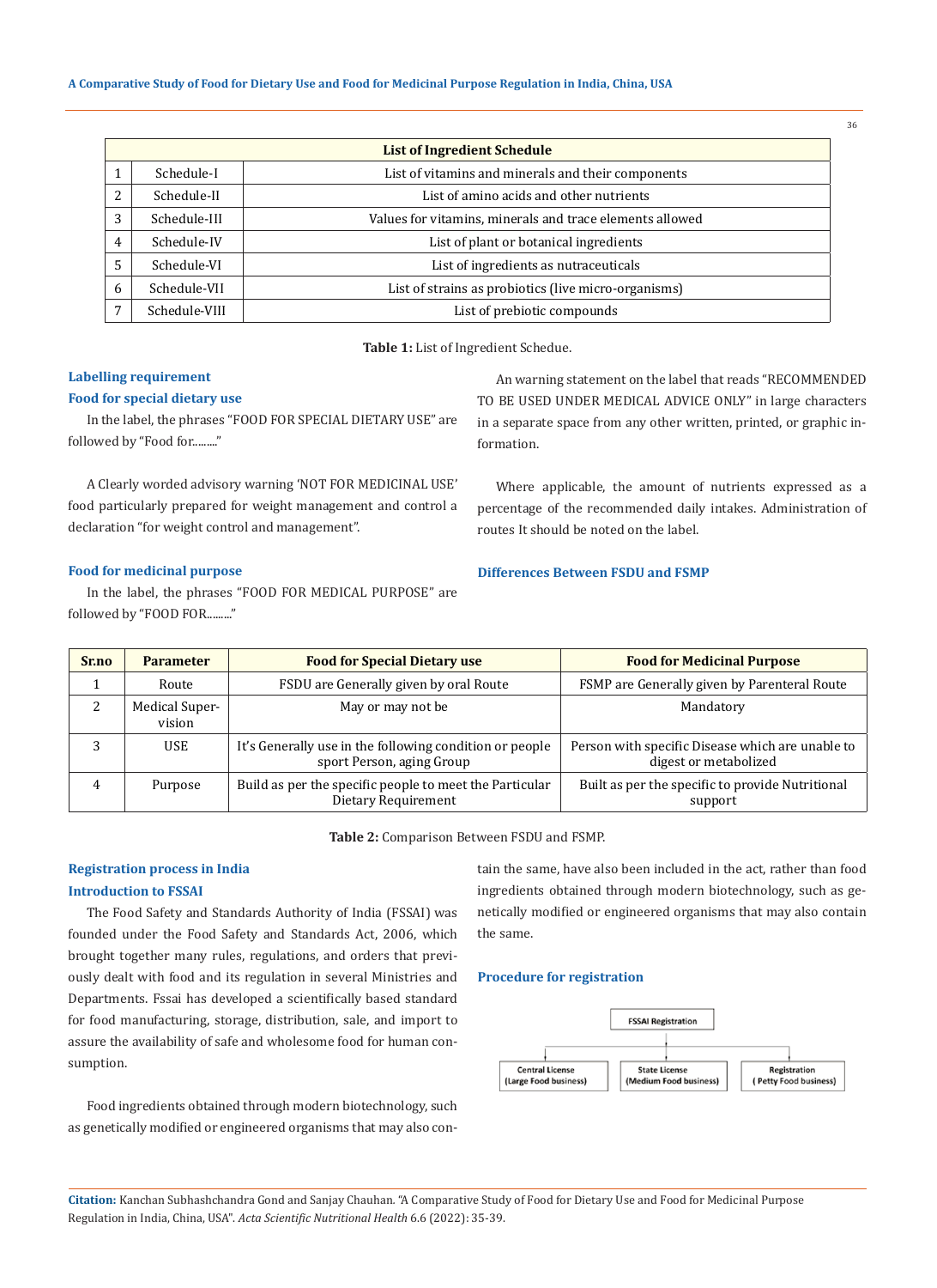| List of Ingredient Schedule | | |
|---|---|---|
| 1 | Schedule-I | List of vitamins and minerals and their components |
| 2 | Schedule-II | List of amino acids and other nutrients |
| 3 | Schedule-III | Values for vitamins, minerals and trace elements allowed |
| 4 | Schedule-IV | List of plant or botanical ingredients |
| 5 | Schedule-VI | List of ingredients as nutraceuticals |
| 6 | Schedule-VII | List of strains as probiotics (live micro-organisms) |
| 7 | Schedule-VIII | List of prebiotic compounds |

**Table 1:** List of Ingredient Schedue.

### Labelling requirement

#### Food for special dietary use

In the label, the phrases "FOOD FOR SPECIAL DIETARY USE" are followed by "Food for........"

A Clearly worded advisory warning 'NOT FOR MEDICINAL USE' food particularly prepared for weight management and control a declaration "for weight control and management".

#### Food for medicinal purpose

In the label, the phrases "FOOD FOR MEDICAL PURPOSE" are followed by "FOOD FOR........"

An warning statement on the label that reads "RECOMMENDED TO BE USED UNDER MEDICAL ADVICE ONLY" in large characters in a separate space from any other written, printed, or graphic information.

Where applicable, the amount of nutrients expressed as a percentage of the recommended daily intakes. Administration of routes It should be noted on the label.

### Differences Between FSDU and FSMP

| Sr.no | Parameter | Food for Special Dietary use | Food for Medicinal Purpose |
|---|---|---|---|
| 1 | Route | FSDU are Generally given by oral Route | FSMP are Generally given by Parenteral Route |
| 2 | Medical Supervision | May or may not be | Mandatory |
| 3 | USE | It's Generally use in the following condition or people sport Person, aging Group | Person with specific Disease which are unable to digest or metabolized |
| 4 | Purpose | Build as per the specific people to meet the Particular Dietary Requirement | Built as per the specific to provide Nutritional support |

**Table 2:** Comparison Between FSDU and FSMP.

### Registration process in India

#### Introduction to FSSAI

The Food Safety and Standards Authority of India (FSSAI) was founded under the Food Safety and Standards Act, 2006, which brought together many rules, regulations, and orders that previously dealt with food and its regulation in several Ministries and Departments. Fssai has developed a scientifically based standard for food manufacturing, storage, distribution, sale, and import to assure the availability of safe and wholesome food for human consumption.

Food ingredients obtained through modern biotechnology, such as genetically modified or engineered organisms that may also contain the same, have also been included in the act, rather than food ingredients obtained through modern biotechnology, such as genetically modified or engineered organisms that may also contain the same.

#### Procedure for registration

FSSAI Registration

- Central License (Large Food business)
- State License (Medium Food business)
- Registration (Petty Food business)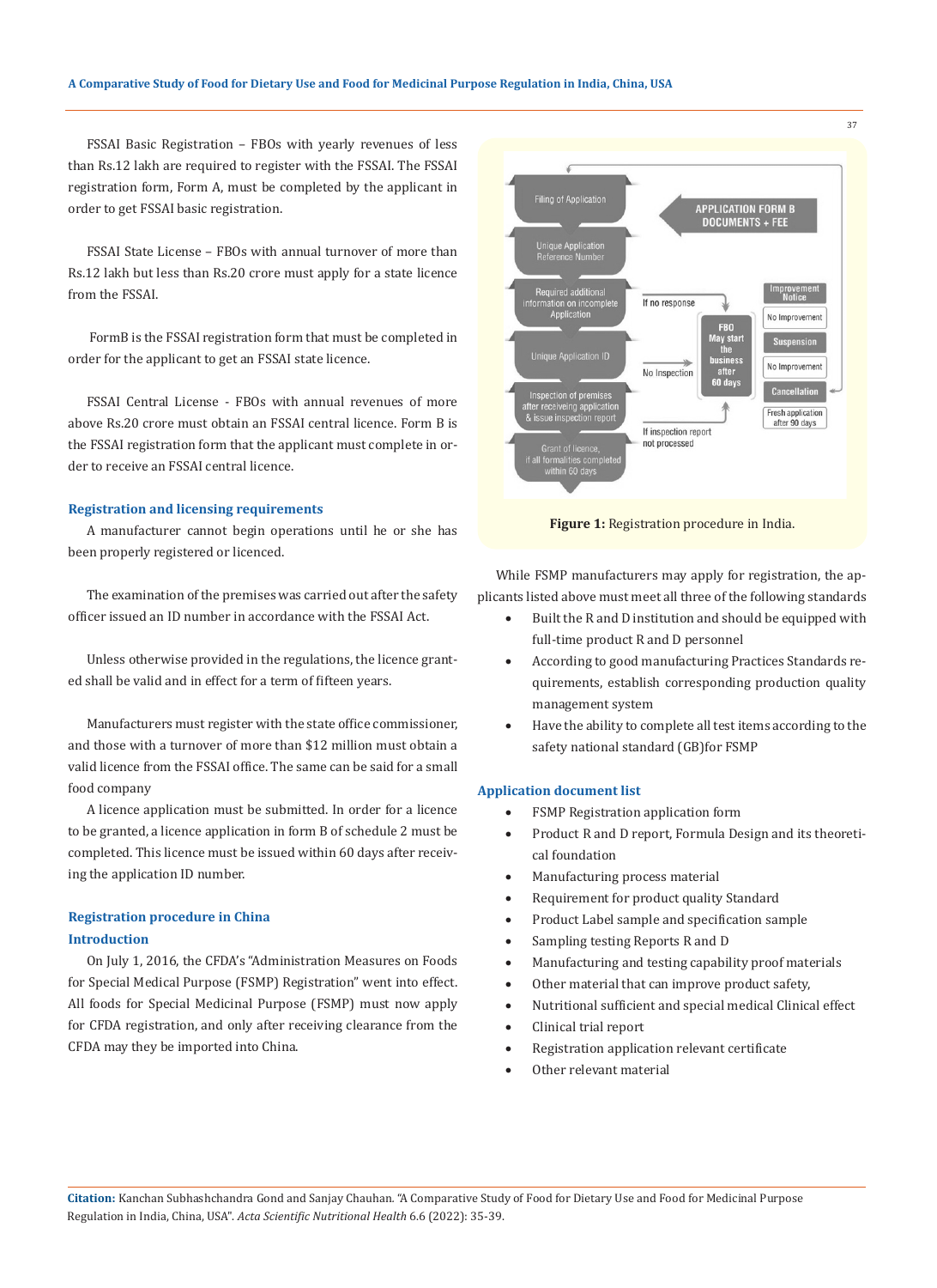FSSAI Basic Registration – FBOs with yearly revenues of less than Rs.12 lakh are required to register with the FSSAI. The FSSAI registration form, Form A, must be completed by the applicant in order to get FSSAI basic registration.

FSSAI State License – FBOs with annual turnover of more than Rs.12 lakh but less than Rs.20 crore must apply for a state licence from the FSSAI.

FormB is the FSSAI registration form that must be completed in order for the applicant to get an FSSAI state licence.

FSSAI Central License - FBOs with annual revenues of more above Rs.20 crore must obtain an FSSAI central licence. Form B is the FSSAI registration form that the applicant must complete in order to receive an FSSAI central licence.

### Registration and licensing requirements

A manufacturer cannot begin operations until he or she has been properly registered or licenced.

The examination of the premises was carried out after the safety officer issued an ID number in accordance with the FSSAI Act.

Unless otherwise provided in the regulations, the licence granted shall be valid and in effect for a term of fifteen years.

Manufacturers must register with the state office commissioner, and those with a turnover of more than $12 million must obtain a valid licence from the FSSAI office. The same can be said for a small food company

A licence application must be submitted. In order for a licence to be granted, a licence application in form B of schedule 2 must be completed. This licence must be issued within 60 days after receiving the application ID number.

### Registration procedure in China

### Introduction

On July 1, 2016, the CFDA's "Administration Measures on Foods for Special Medical Purpose (FSMP) Registration" went into effect. All foods for Special Medicinal Purpose (FSMP) must now apply for CFDA registration, and only after receiving clearance from the CFDA may they be imported into China.

**Figure 1:** Registration procedure in India.

While FSMP manufacturers may apply for registration, the applicants listed above must meet all three of the following standards

- Built the R and D institution and should be equipped with full-time product R and D personnel
- According to good manufacturing Practices Standards requirements, establish corresponding production quality management system
- Have the ability to complete all test items according to the safety national standard (GB)for FSMP

### Application document list

- FSMP Registration application form
- Product R and D report, Formula Design and its theoretical foundation
- Manufacturing process material
- Requirement for product quality Standard
- Product Label sample and specification sample
- Sampling testing Reports R and D
- Manufacturing and testing capability proof materials
- Other material that can improve product safety,
- Nutritional sufficient and special medical Clinical effect
- Clinical trial report
- Registration application relevant certificate
- Other relevant material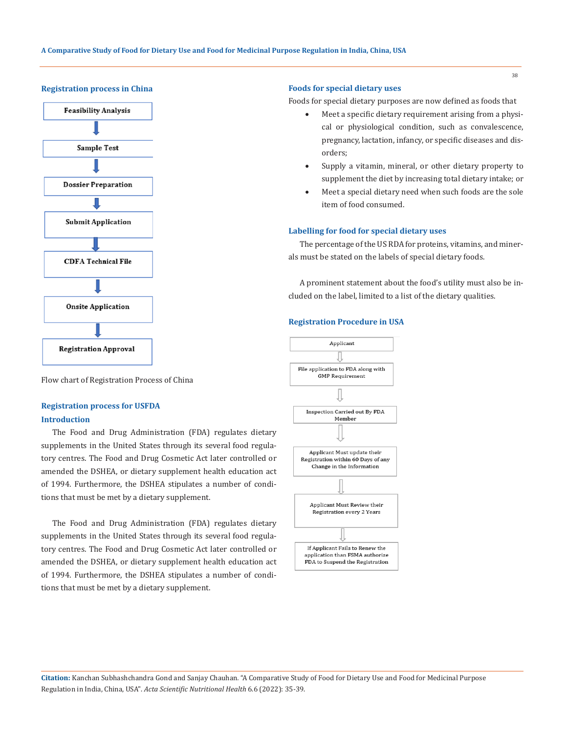## Registration process in China

Feasibility Analysis

↓

Sample Test

↓

Dossier Preparation

↓

Submit Application

↓

CDFA Technical File

↓

Onsite Application

↓

Registration Approval

Flow chart of Registration Process of China

## Registration process for USFDA

### Introduction

The Food and Drug Administration (FDA) regulates dietary supplements in the United States through its several food regulatory centres. The Food and Drug Cosmetic Act later controlled or amended the DSHEA, or dietary supplement health education act of 1994. Furthermore, the DSHEA stipulates a number of conditions that must be met by a dietary supplement.

The Food and Drug Administration (FDA) regulates dietary supplements in the United States through its several food regulatory centres. The Food and Drug Cosmetic Act later controlled or amended the DSHEA, or dietary supplement health education act of 1994. Furthermore, the DSHEA stipulates a number of conditions that must be met by a dietary supplement.

## Foods for special dietary uses

Foods for special dietary purposes are now defined as foods that

- Meet a specific dietary requirement arising from a physical or physiological condition, such as convalescence, pregnancy, lactation, infancy, or specific diseases and disorders;
- Supply a vitamin, mineral, or other dietary property to supplement the diet by increasing total dietary intake; or
- Meet a special dietary need when such foods are the sole item of food consumed.

## Labelling for food for special dietary uses

The percentage of the US RDA for proteins, vitamins, and minerals must be stated on the labels of special dietary foods.

A prominent statement about the food's utility must also be included on the label, limited to a list of the dietary qualities.

## Registration Procedure in USA

Applicant

⇩

File application to FDA along with GMP Requirement

⇩

Inspection Carried out By FDA Member

⇩

Applicant Must update their Registration within 60 Days of any Change in the Information

⇩

Applicant Must Review their Registration every 2 Years

⇩

If Applicant Fails to Renew the application than FSMA authorize FDA to Suspend the Registration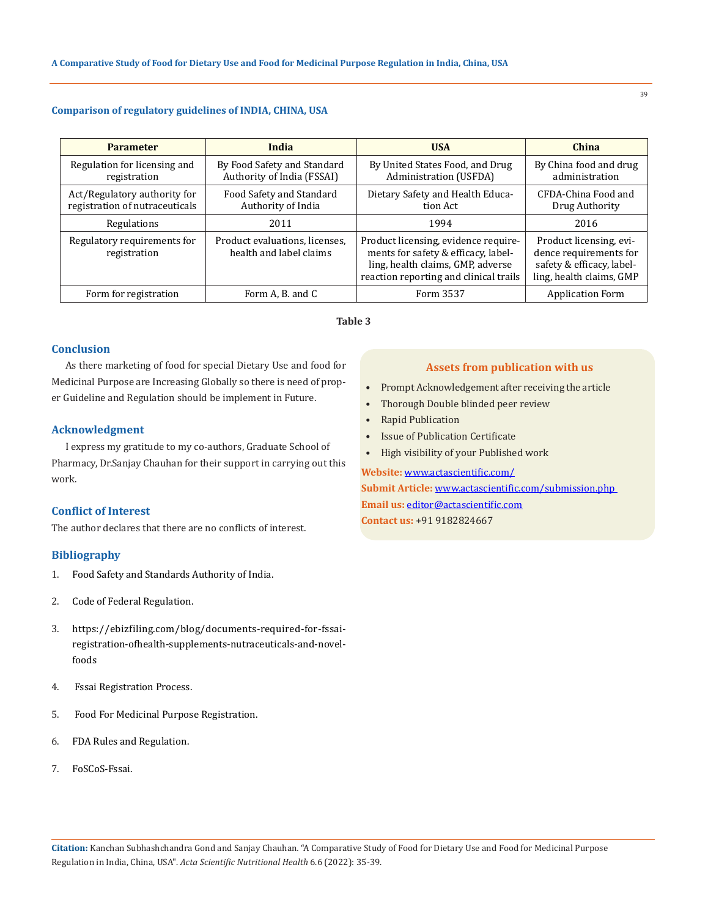### Comparison of regulatory guidelines of INDIA, CHINA, USA

| Parameter | India | USA | China |
|---|---|---|---|
| Regulation for licensing and registration | By Food Safety and Standard Authority of India (FSSAI) | By United States Food, and Drug Administration (USFDA) | By China food and drug administration |
| Act/Regulatory authority for registration of nutraceuticals | Food Safety and Standard Authority of India | Dietary Safety and Health Education Act | CFDA-China Food and Drug Authority |
| Regulations | 2011 | 1994 | 2016 |
| Regulatory requirements for registration | Product evaluations, licenses, health and label claims | Product licensing, evidence requirements for safety & efficacy, labelling, health claims, GMP, adverse reaction reporting and clinical trails | Product licensing, evidence requirements for safety & efficacy, labelling, health claims, GMP |
| Form for registration | Form A, B. and C | Form 3537 | Application Form |

**Table 3**

## Conclusion

As there marketing of food for special Dietary Use and food for Medicinal Purpose are Increasing Globally so there is need of proper Guideline and Regulation should be implement in Future.

## Acknowledgment

I express my gratitude to my co-authors, Graduate School of Pharmacy, Dr.Sanjay Chauhan for their support in carrying out this work.

## Conflict of Interest

The author declares that there are no conflicts of interest.

## Bibliography

1. Food Safety and Standards Authority of India.
2. Code of Federal Regulation.
3. https://ebizfiling.com/blog/documents-required-for-fssai-registration-ofhealth-supplements-nutraceuticals-and-novel-foods
4. Fssai Registration Process.
5. Food For Medicinal Purpose Registration.
6. FDA Rules and Regulation.
7. FoSCoS-Fssai.

### Assets from publication with us

- Prompt Acknowledgement after receiving the article
- Thorough Double blinded peer review
- Rapid Publication
- Issue of Publication Certificate
- High visibility of your Published work

**Website:** www.actascientific.com/
**Submit Article:** www.actascientific.com/submission.php
**Email us:** editor@actascientific.com
**Contact us:** +91 9182824667

**Citation:** Kanchan Subhashchandra Gond and Sanjay Chauhan. "A Comparative Study of Food for Dietary Use and Food for Medicinal Purpose Regulation in India, China, USA". *Acta Scientific Nutritional Health* 6.6 (2022): 35-39.